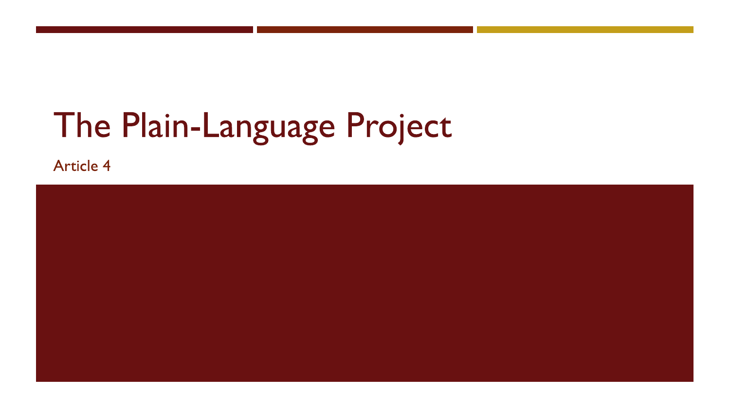# The Plain-Language Project

Article 4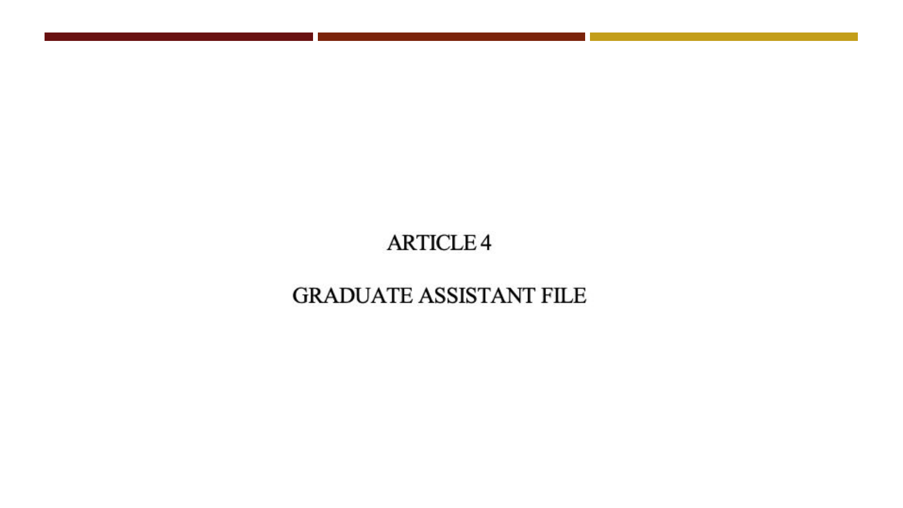# ARTICLE 4

## GRADUATE ASSISTANT FILE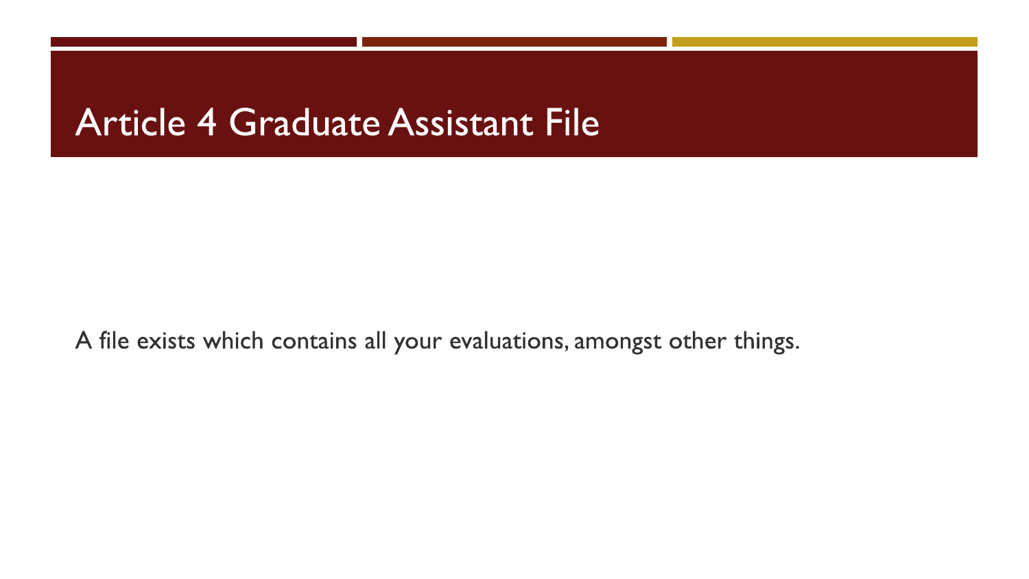# Article 4 Graduate Assistant File

A file exists which contains all your evaluations, amongst other things.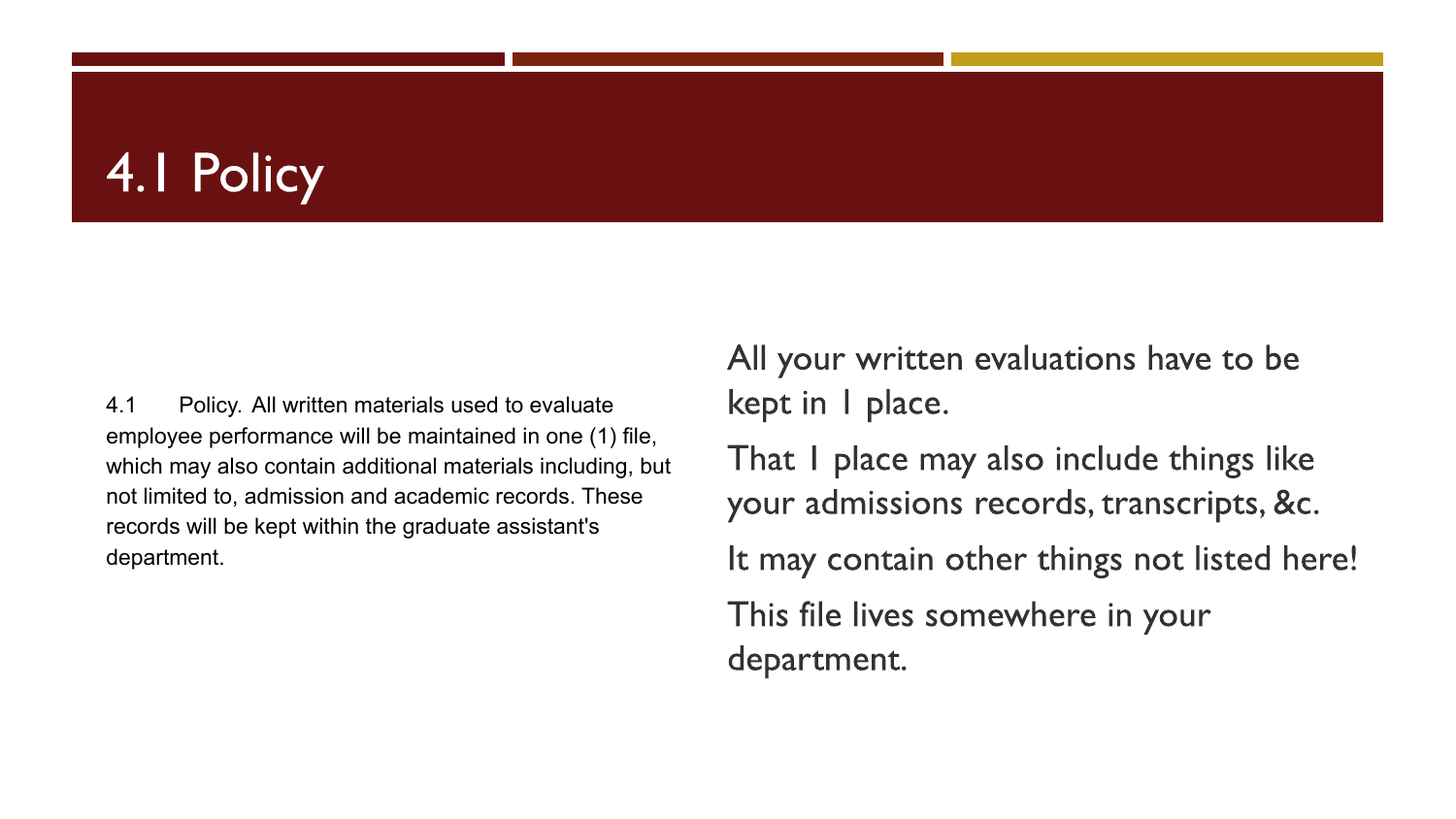# 4.1 Policy

4.1 Policy. All written materials used to evaluate employee performance will be maintained in one (1) file, which may also contain additional materials including, but not limited to, admission and academic records. These records will be kept within the graduate assistant's department.

All your written evaluations have to be kept in 1 place.

That 1 place may also include things like your admissions records, transcripts, &c.

It may contain other things not listed here!

This file lives somewhere in your department.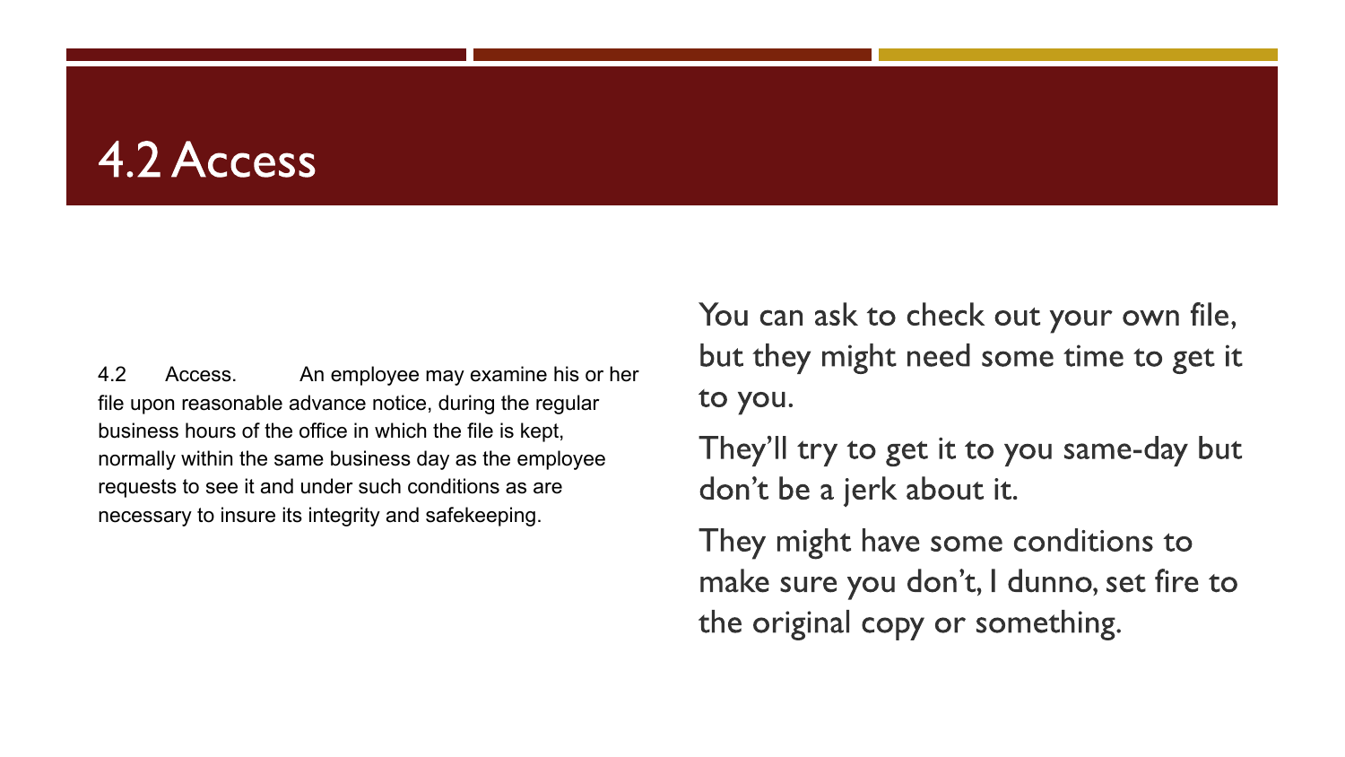# 4.2 Access

4.2 Access. An employee may examine his or her file upon reasonable advance notice, during the regular business hours of the office in which the file is kept, normally within the same business day as the employee requests to see it and under such conditions as are necessary to insure its integrity and safekeeping.

You can ask to check out your own file, but they might need some time to get it to you.

They'll try to get it to you same-day but don't be a jerk about it.

They might have some conditions to make sure you don't, I dunno, set fire to the original copy or something.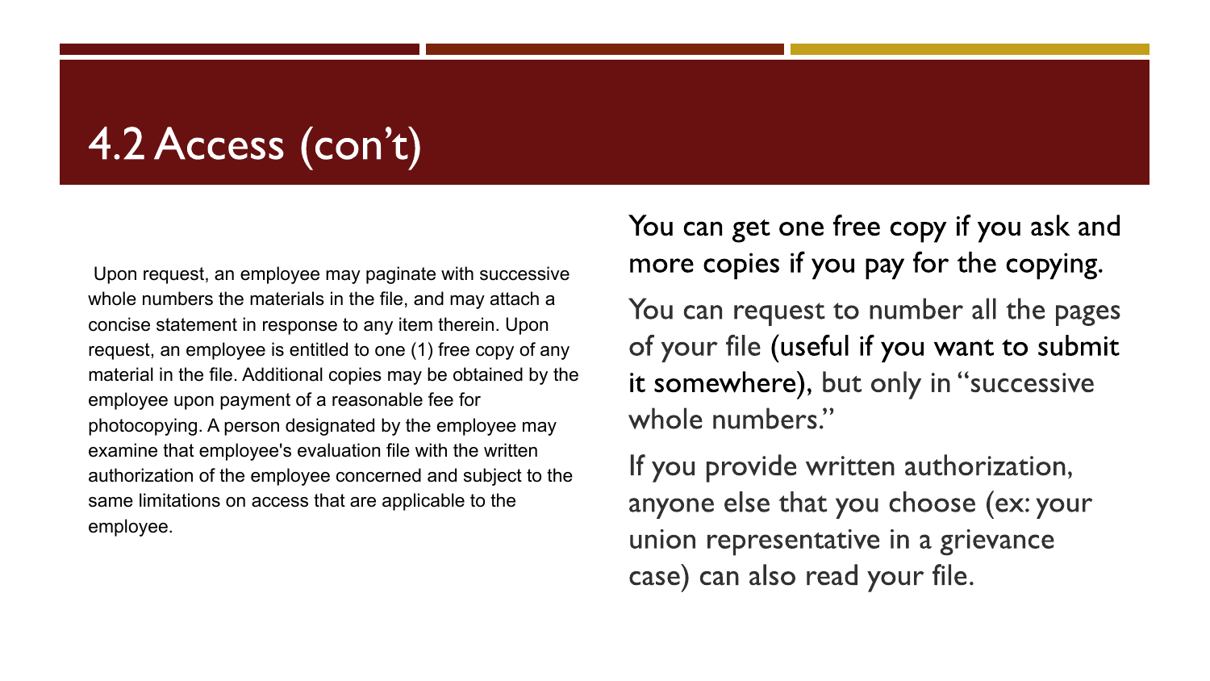# 4.2 Access (con't)

Upon request, an employee may paginate with successive whole numbers the materials in the file, and may attach a concise statement in response to any item therein. Upon request, an employee is entitled to one (1) free copy of any material in the file. Additional copies may be obtained by the employee upon payment of a reasonable fee for photocopying. A person designated by the employee may examine that employee's evaluation file with the written authorization of the employee concerned and subject to the same limitations on access that are applicable to the employee.

You can get one free copy if you ask and more copies if you pay for the copying.

You can request to number all the pages of your file (useful if you want to submit it somewhere), but only in "successive whole numbers."

If you provide written authorization, anyone else that you choose (ex: your union representative in a grievance case) can also read your file.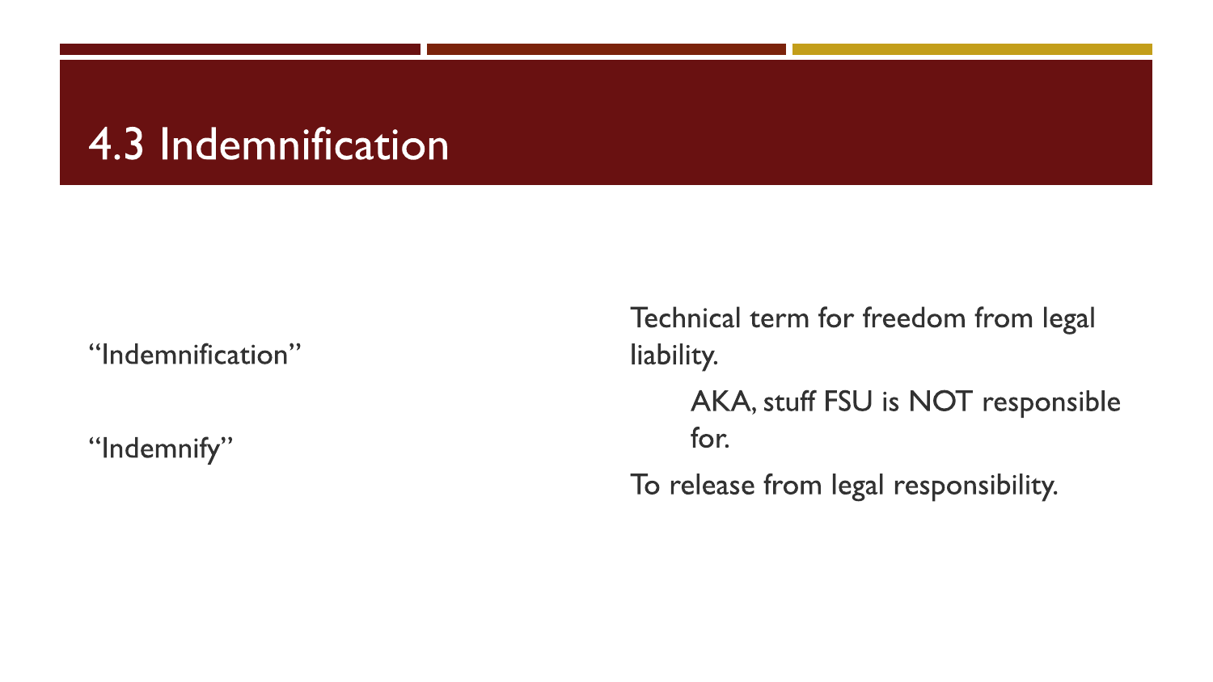# 4.3 Indemnification

| | |
|---|---|
| "Indemnification" | Technical term for freedom from legal liability.<br>AKA, stuff FSU is NOT responsible for. |
| "Indemnify" | To release from legal responsibility. |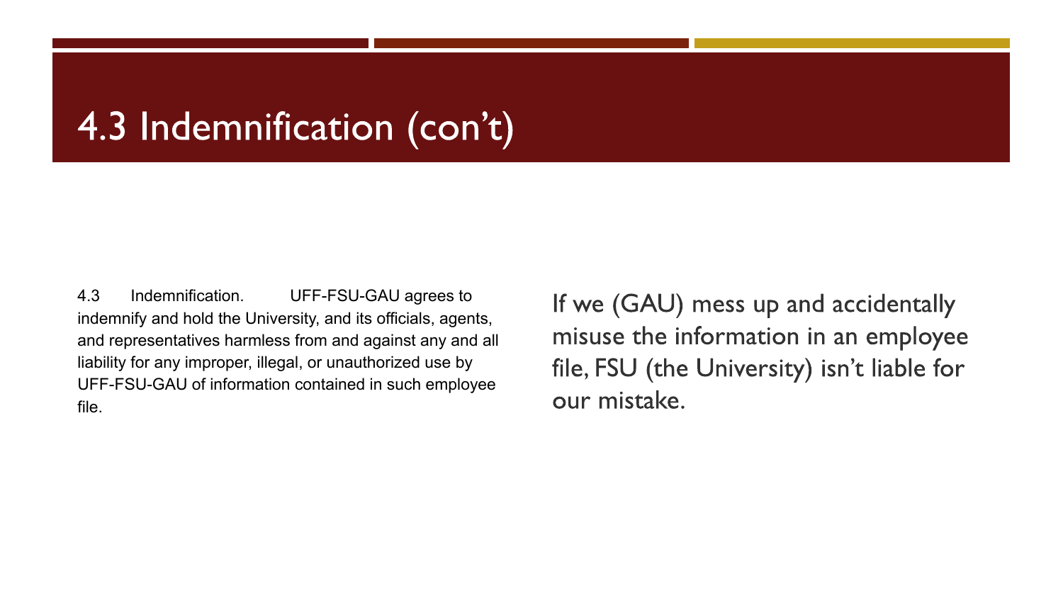# 4.3 Indemnification (con't)

4.3 Indemnification. UFF-FSU-GAU agrees to indemnify and hold the University, and its officials, agents, and representatives harmless from and against any and all liability for any improper, illegal, or unauthorized use by UFF-FSU-GAU of information contained in such employee file.

If we (GAU) mess up and accidentally misuse the information in an employee file, FSU (the University) isn't liable for our mistake.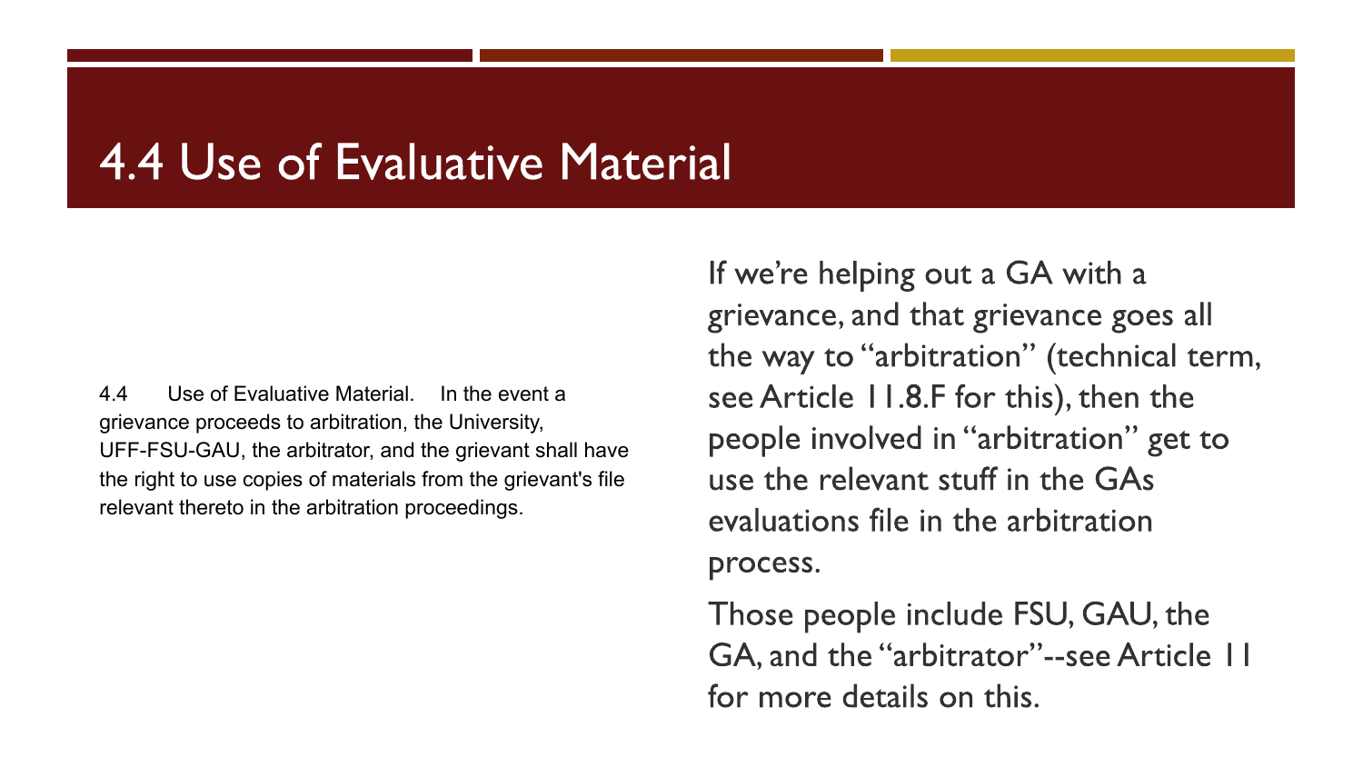# 4.4 Use of Evaluative Material

4.4 Use of Evaluative Material. In the event a grievance proceeds to arbitration, the University, UFF-FSU-GAU, the arbitrator, and the grievant shall have the right to use copies of materials from the grievant's file relevant thereto in the arbitration proceedings.

If we're helping out a GA with a grievance, and that grievance goes all the way to "arbitration" (technical term, see Article 11.8.F for this), then the people involved in "arbitration" get to use the relevant stuff in the GAs evaluations file in the arbitration process.

Those people include FSU, GAU, the GA, and the "arbitrator"--see Article 11 for more details on this.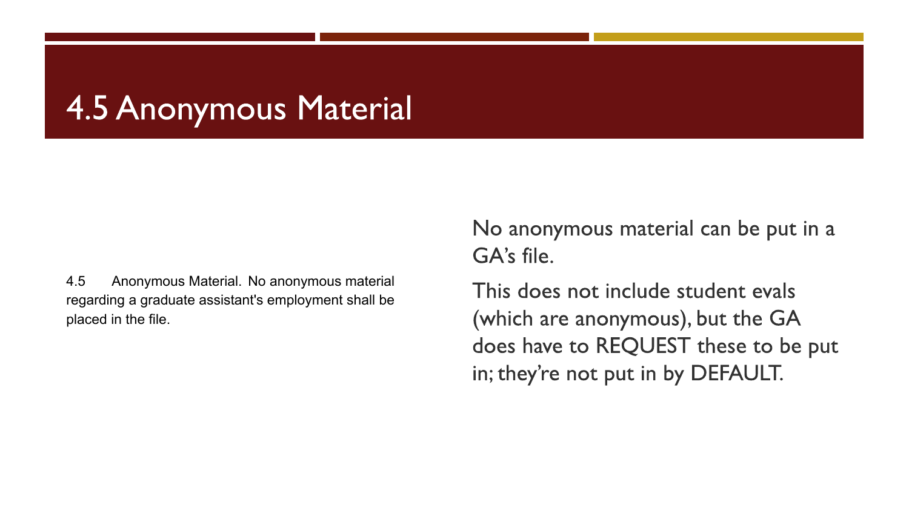# 4.5 Anonymous Material

4.5 Anonymous Material. No anonymous material regarding a graduate assistant's employment shall be placed in the file.

No anonymous material can be put in a GA's file.

This does not include student evals (which are anonymous), but the GA does have to REQUEST these to be put in; they're not put in by DEFAULT.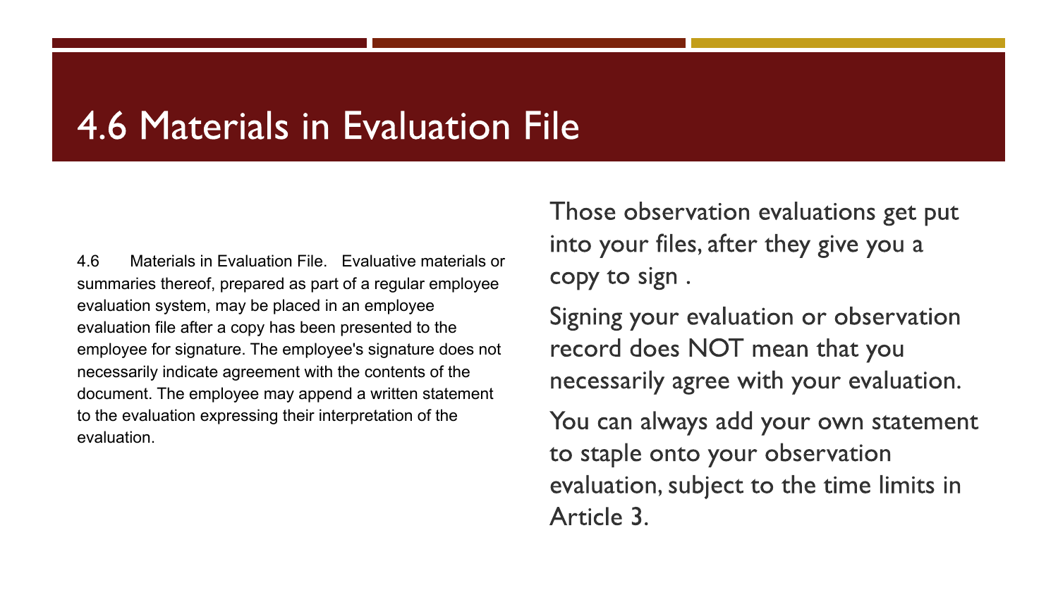# 4.6 Materials in Evaluation File

4.6 Materials in Evaluation File. Evaluative materials or summaries thereof, prepared as part of a regular employee evaluation system, may be placed in an employee evaluation file after a copy has been presented to the employee for signature. The employee's signature does not necessarily indicate agreement with the contents of the document. The employee may append a written statement to the evaluation expressing their interpretation of the evaluation.

Those observation evaluations get put into your files, after they give you a copy to sign .

Signing your evaluation or observation record does NOT mean that you necessarily agree with your evaluation.

You can always add your own statement to staple onto your observation evaluation, subject to the time limits in Article 3.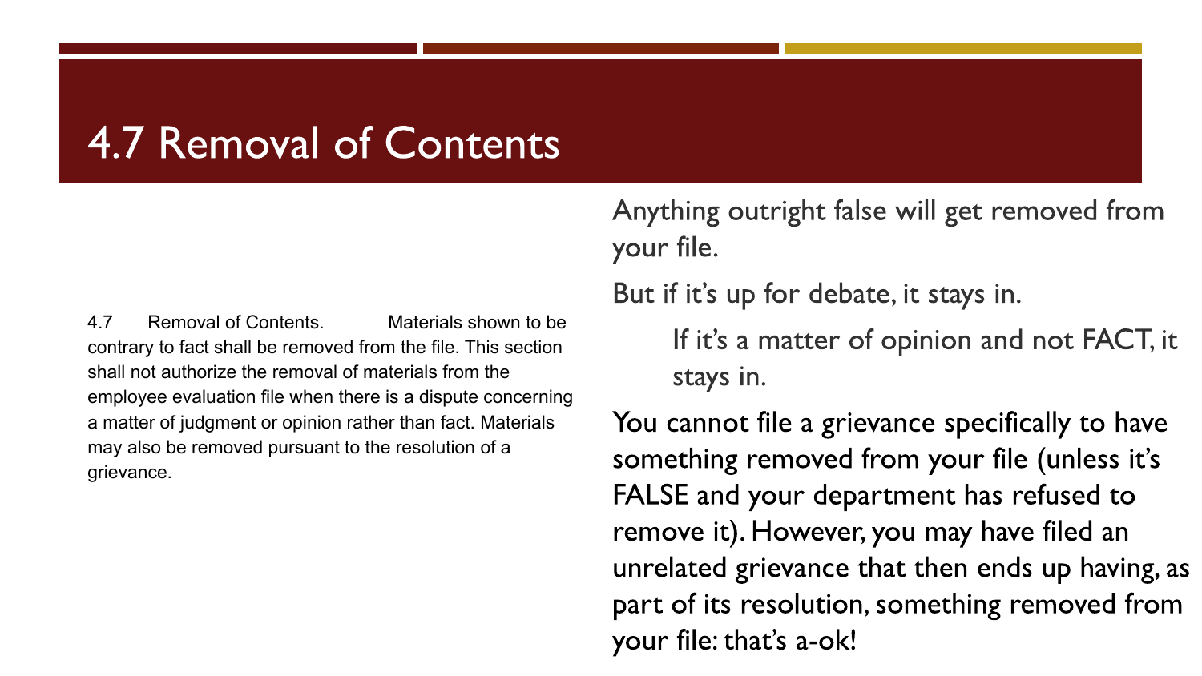# 4.7 Removal of Contents

4.7 Removal of Contents. Materials shown to be contrary to fact shall be removed from the file. This section shall not authorize the removal of materials from the employee evaluation file when there is a dispute concerning a matter of judgment or opinion rather than fact. Materials may also be removed pursuant to the resolution of a grievance.

Anything outright false will get removed from your file.

But if it's up for debate, it stays in.

- If it's a matter of opinion and not FACT, it stays in.

You cannot file a grievance specifically to have something removed from your file (unless it's FALSE and your department has refused to remove it). However, you may have filed an unrelated grievance that then ends up having, as part of its resolution, something removed from your file: that's a-ok!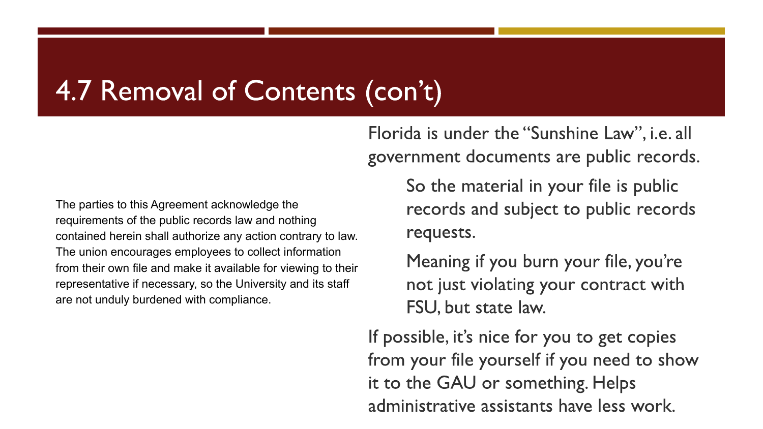# 4.7 Removal of Contents (con't)

The parties to this Agreement acknowledge the requirements of the public records law and nothing contained herein shall authorize any action contrary to law. The union encourages employees to collect information from their own file and make it available for viewing to their representative if necessary, so the University and its staff are not unduly burdened with compliance.

Florida is under the "Sunshine Law", i.e. all government documents are public records.

- So the material in your file is public records and subject to public records requests.
- Meaning if you burn your file, you're not just violating your contract with FSU, but state law.

If possible, it's nice for you to get copies from your file yourself if you need to show it to the GAU or something. Helps administrative assistants have less work.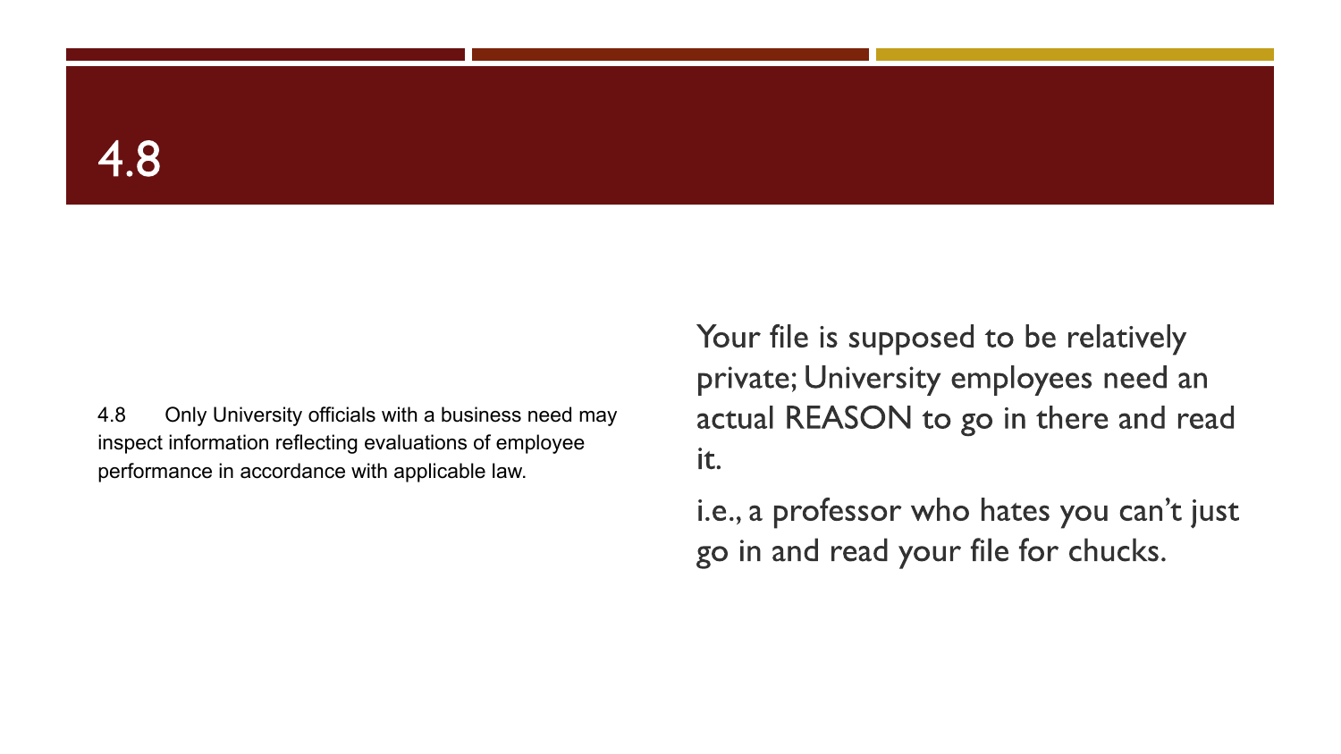# 4.8

4.8 Only University officials with a business need may inspect information reflecting evaluations of employee performance in accordance with applicable law.

Your file is supposed to be relatively private; University employees need an actual REASON to go in there and read it.

i.e., a professor who hates you can't just go in and read your file for chucks.